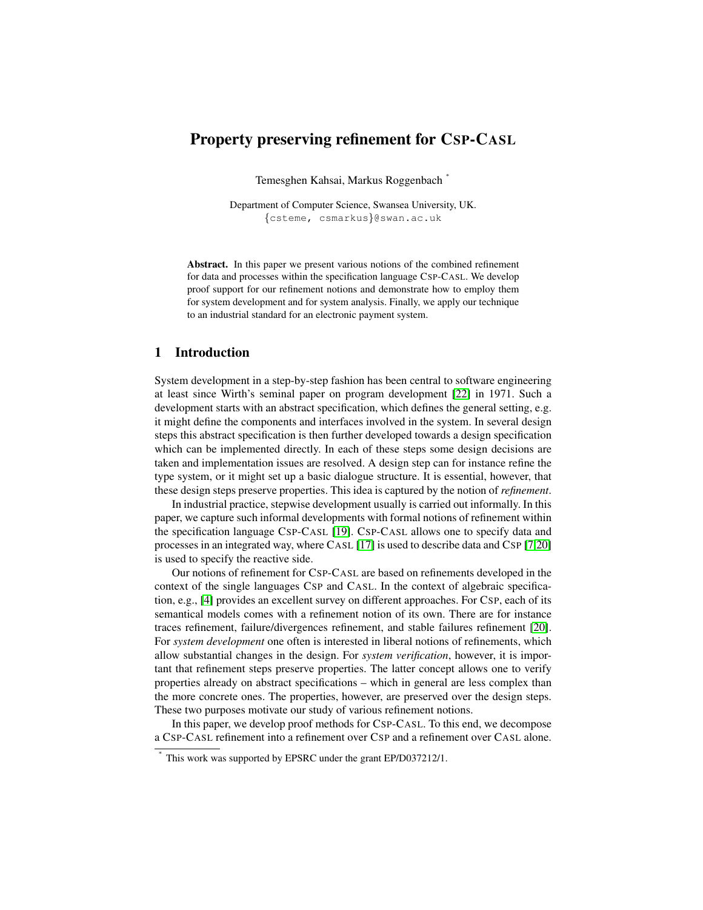# Property preserving refinement for CSP-CASL

Temesghen Kahsai, Markus Roggenbach *

Department of Computer Science, Swansea University, UK.
{csteme, csmarkus}@swan.ac.uk

**Abstract.** In this paper we present various notions of the combined refinement for data and processes within the specification language CSP-CASL. We develop proof support for our refinement notions and demonstrate how to employ them for system development and for system analysis. Finally, we apply our technique to an industrial standard for an electronic payment system.

## 1 Introduction

System development in a step-by-step fashion has been central to software engineering at least since Wirth's seminal paper on program development [22] in 1971. Such a development starts with an abstract specification, which defines the general setting, e.g. it might define the components and interfaces involved in the system. In several design steps this abstract specification is then further developed towards a design specification which can be implemented directly. In each of these steps some design decisions are taken and implementation issues are resolved. A design step can for instance refine the type system, or it might set up a basic dialogue structure. It is essential, however, that these design steps preserve properties. This idea is captured by the notion of *refinement*.

In industrial practice, stepwise development usually is carried out informally. In this paper, we capture such informal developments with formal notions of refinement within the specification language CSP-CASL [19]. CSP-CASL allows one to specify data and processes in an integrated way, where CASL [17] is used to describe data and CSP [7,20] is used to specify the reactive side.

Our notions of refinement for CSP-CASL are based on refinements developed in the context of the single languages CSP and CASL. In the context of algebraic specification, e.g., [4] provides an excellent survey on different approaches. For CSP, each of its semantical models comes with a refinement notion of its own. There are for instance traces refinement, failure/divergences refinement, and stable failures refinement [20]. For *system development* one often is interested in liberal notions of refinements, which allow substantial changes in the design. For *system verification*, however, it is important that refinement steps preserve properties. The latter concept allows one to verify properties already on abstract specifications – which in general are less complex than the more concrete ones. The properties, however, are preserved over the design steps. These two purposes motivate our study of various refinement notions.

In this paper, we develop proof methods for CSP-CASL. To this end, we decompose a CSP-CASL refinement into a refinement over CSP and a refinement over CASL alone.

* This work was supported by EPSRC under the grant EP/D037212/1.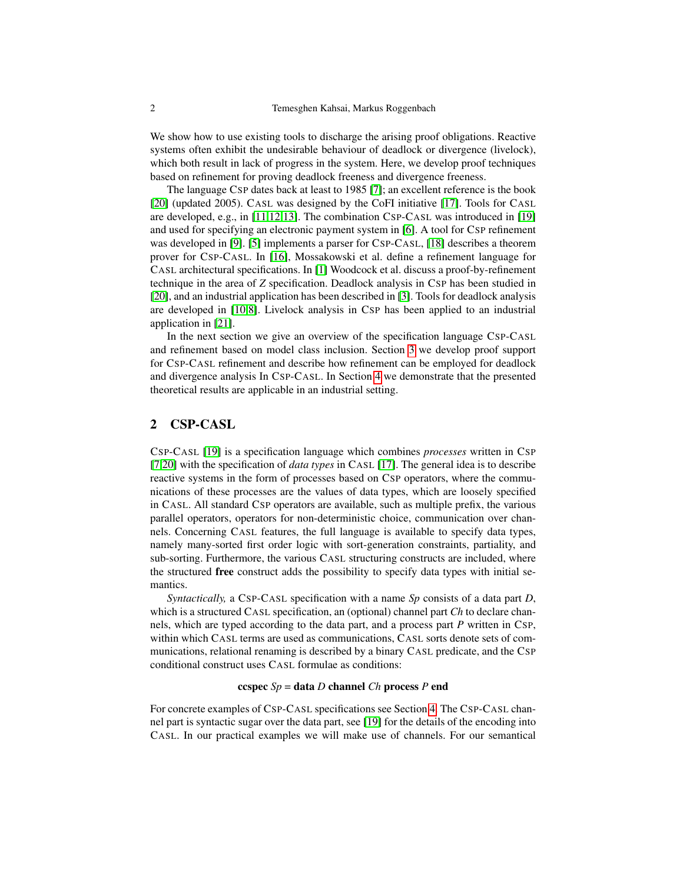We show how to use existing tools to discharge the arising proof obligations. Reactive systems often exhibit the undesirable behaviour of deadlock or divergence (livelock), which both result in lack of progress in the system. Here, we develop proof techniques based on refinement for proving deadlock freeness and divergence freeness.

The language CSP dates back at least to 1985 [7]; an excellent reference is the book [20] (updated 2005). CASL was designed by the CoFI initiative [17]. Tools for CASL are developed, e.g., in [11,12,13]. The combination CSP-CASL was introduced in [19] and used for specifying an electronic payment system in [6]. A tool for CSP refinement was developed in [9]. [5] implements a parser for CSP-CASL, [18] describes a theorem prover for CSP-CASL. In [16], Mossakowski et al. define a refinement language for CASL architectural specifications. In [1] Woodcock et al. discuss a proof-by-refinement technique in the area of Z specification. Deadlock analysis in CSP has been studied in [20], and an industrial application has been described in [3]. Tools for deadlock analysis are developed in [10,8]. Livelock analysis in CSP has been applied to an industrial application in [21].

In the next section we give an overview of the specification language CSP-CASL and refinement based on model class inclusion. Section 3 we develop proof support for CSP-CASL refinement and describe how refinement can be employed for deadlock and divergence analysis In CSP-CASL. In Section 4 we demonstrate that the presented theoretical results are applicable in an industrial setting.

## 2 CSP-CASL

CSP-CASL [19] is a specification language which combines *processes* written in CSP [7,20] with the specification of *data types* in CASL [17]. The general idea is to describe reactive systems in the form of processes based on CSP operators, where the communications of these processes are the values of data types, which are loosely specified in CASL. All standard CSP operators are available, such as multiple prefix, the various parallel operators, operators for non-deterministic choice, communication over channels. Concerning CASL features, the full language is available to specify data types, namely many-sorted first order logic with sort-generation constraints, partiality, and sub-sorting. Furthermore, the various CASL structuring constructs are included, where the structured **free** construct adds the possibility to specify data types with initial semantics.

*Syntactically,* a CSP-CASL specification with a name *Sp* consists of a data part *D*, which is a structured CASL specification, an (optional) channel part *Ch* to declare channels, which are typed according to the data part, and a process part *P* written in CSP, within which CASL terms are used as communications, CASL sorts denote sets of communications, relational renaming is described by a binary CASL predicate, and the CSP conditional construct uses CASL formulae as conditions:

**ccspec** *Sp* = **data** *D* **channel** *Ch* **process** *P* **end**

For concrete examples of CSP-CASL specifications see Section 4. The CSP-CASL channel part is syntactic sugar over the data part, see [19] for the details of the encoding into CASL. In our practical examples we will make use of channels. For our semantical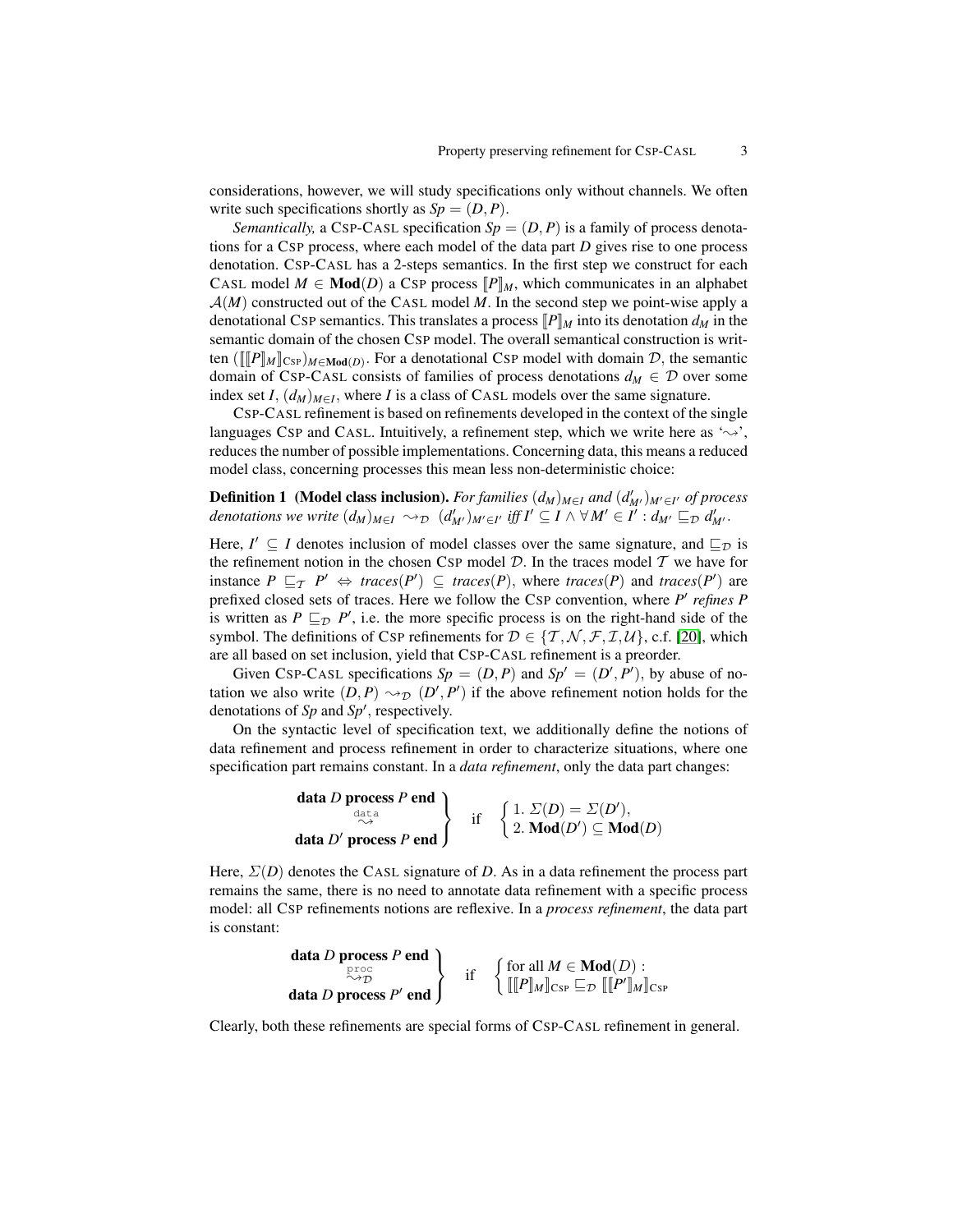considerations, however, we will study specifications only without channels. We often write such specifications shortly as $Sp = (D, P)$.

*Semantically,* a CSP-CASL specification $Sp = (D, P)$ is a family of process denotations for a CSP process, where each model of the data part $D$ gives rise to one process denotation. CSP-CASL has a 2-steps semantics. In the first step we construct for each CASL model $M \in \mathbf{Mod}(D)$ a CSP process $[\![P]\!]_M$, which communicates in an alphabet $\mathcal{A}(M)$ constructed out of the CASL model $M$. In the second step we point-wise apply a denotational CSP semantics. This translates a process $[\![P]\!]_M$ into its denotation $d_M$ in the semantic domain of the chosen CSP model. The overall semantical construction is written $([\![[\![P]\!]_M]\!]_{\text{CSP}})_{M \in \mathbf{Mod}(D)}$. For a denotational CSP model with domain $\mathcal{D}$, the semantic domain of CSP-CASL consists of families of process denotations $d_M \in \mathcal{D}$ over some index set $I$, $(d_M)_{M \in I}$, where $I$ is a class of CASL models over the same signature.

CSP-CASL refinement is based on refinements developed in the context of the single languages CSP and CASL. Intuitively, a refinement step, which we write here as '$\rightsquigarrow$', reduces the number of possible implementations. Concerning data, this means a reduced model class, concerning processes this mean less non-deterministic choice:

**Definition 1 (Model class inclusion).** *For families $(d_M)_{M \in I}$ and $(d'_{M'})_{M' \in I'}$ of process denotations we write $(d_M)_{M \in I} \rightsquigarrow_{\mathcal{D}} (d'_{M'})_{M' \in I'}$ iff $I' \subseteq I \wedge \forall M' \in I' : d_{M'} \sqsubseteq_{\mathcal{D}} d'_{M'}$.*

Here, $I' \subseteq I$ denotes inclusion of model classes over the same signature, and $\sqsubseteq_{\mathcal{D}}$ is the refinement notion in the chosen CSP model $\mathcal{D}$. In the traces model $\mathcal{T}$ we have for instance $P \sqsubseteq_{\mathcal{T}} P' \Leftrightarrow traces(P') \subseteq traces(P)$, where $traces(P)$ and $traces(P')$ are prefixed closed sets of traces. Here we follow the CSP convention, where $P'$ *refines* $P$ is written as $P \sqsubseteq_{\mathcal{D}} P'$, i.e. the more specific process is on the right-hand side of the symbol. The definitions of CSP refinements for $\mathcal{D} \in \{\mathcal{T}, \mathcal{N}, \mathcal{F}, \mathcal{I}, \mathcal{U}\}$, c.f. [20], which are all based on set inclusion, yield that CSP-CASL refinement is a preorder.

Given CSP-CASL specifications $Sp = (D, P)$ and $Sp' = (D', P')$, by abuse of notation we also write $(D, P) \rightsquigarrow_{\mathcal{D}} (D', P')$ if the above refinement notion holds for the denotations of $Sp$ and $Sp'$, respectively.

On the syntactic level of specification text, we additionally define the notions of data refinement and process refinement in order to characterize situations, where one specification part remains constant. In a *data refinement*, only the data part changes:

$$\left.\begin{array}{c}\textbf{data } D \textbf{ process } P \textbf{ end} \\ \overset{\texttt{data}}{\rightsquigarrow} \\ \textbf{data } D' \textbf{ process } P \textbf{ end}\end{array}\right\} \quad \text{if} \quad \begin{cases} 1.\ \Sigma(D) = \Sigma(D'), \\ 2.\ \mathbf{Mod}(D') \subseteq \mathbf{Mod}(D) \end{cases}$$

Here, $\Sigma(D)$ denotes the CASL signature of $D$. As in a data refinement the process part remains the same, there is no need to annotate data refinement with a specific process model: all CSP refinements notions are reflexive. In a *process refinement*, the data part is constant:

$$\left.\begin{array}{c}\textbf{data } D \textbf{ process } P \textbf{ end} \\ \overset{\texttt{proc}}{\rightsquigarrow}_{\mathcal{D}} \\ \textbf{data } D \textbf{ process } P' \textbf{ end}\end{array}\right\} \quad \text{if} \quad \begin{cases} \text{for all } M \in \mathbf{Mod}(D): \\ [\![[\![P]\!]_M]\!]_{\text{CSP}} \sqsubseteq_{\mathcal{D}} [\![[\![P']\!]_M]\!]_{\text{CSP}} \end{cases}$$

Clearly, both these refinements are special forms of CSP-CASL refinement in general.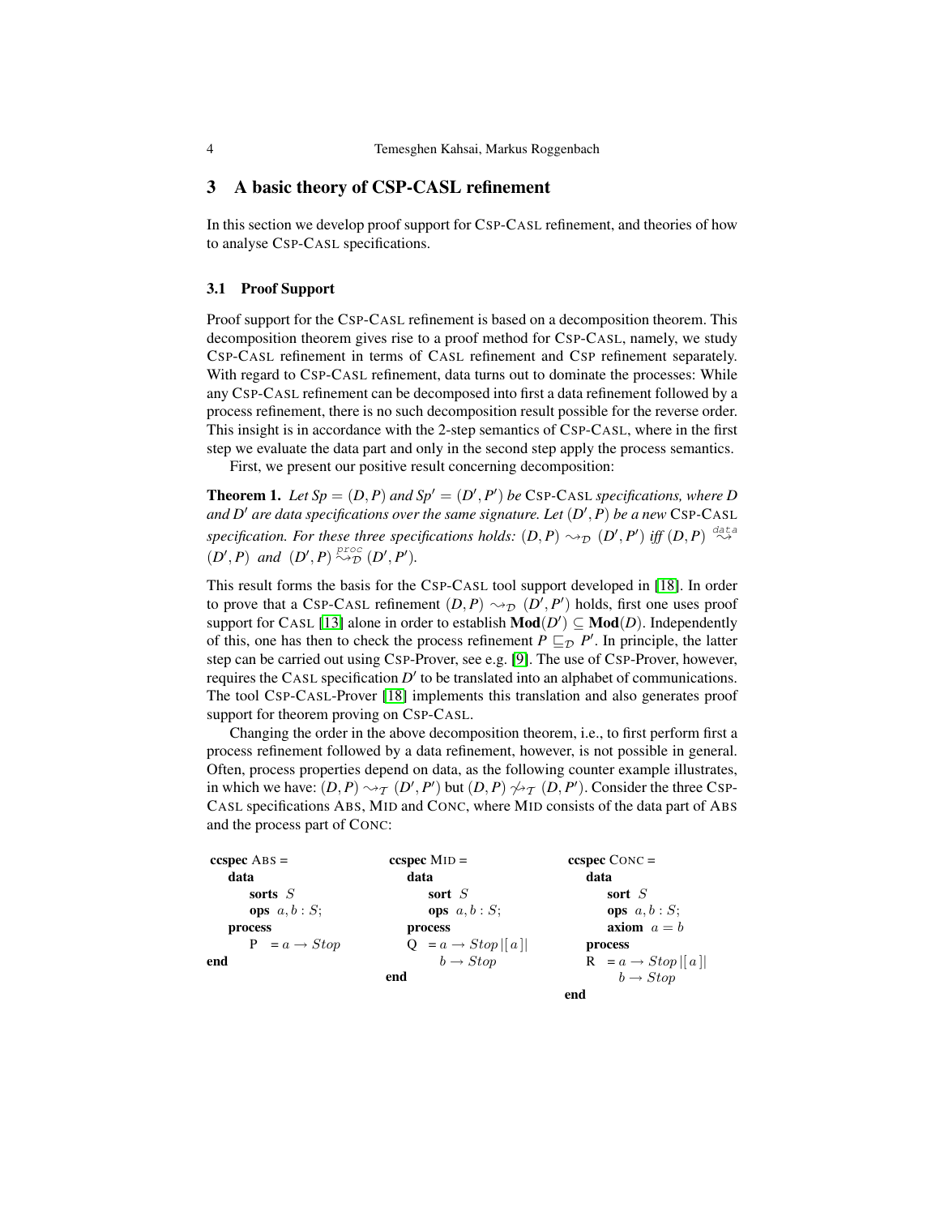## 3 A basic theory of CSP-CASL refinement

In this section we develop proof support for CSP-CASL refinement, and theories of how to analyse CSP-CASL specifications.

### 3.1 Proof Support

Proof support for the CSP-CASL refinement is based on a decomposition theorem. This decomposition theorem gives rise to a proof method for CSP-CASL, namely, we study CSP-CASL refinement in terms of CASL refinement and CSP refinement separately. With regard to CSP-CASL refinement, data turns out to dominate the processes: While any CSP-CASL refinement can be decomposed into first a data refinement followed by a process refinement, there is no such decomposition result possible for the reverse order. This insight is in accordance with the 2-step semantics of CSP-CASL, where in the first step we evaluate the data part and only in the second step apply the process semantics.

First, we present our positive result concerning decomposition:

**Theorem 1.** *Let $Sp = (D,P)$ and $Sp' = (D',P')$ be* CSP-CASL *specifications, where $D$ and $D'$ are data specifications over the same signature. Let $(D',P)$ be a new* CSP-CASL *specification. For these three specifications holds: $(D,P) \rightsquigarrow_{\mathcal{D}} (D',P')$ iff $(D,P) \overset{data}{\rightsquigarrow} (D',P)$ and $(D',P) \overset{proc}{\rightsquigarrow}_{\mathcal{D}} (D',P')$.*

This result forms the basis for the CSP-CASL tool support developed in [18]. In order to prove that a CSP-CASL refinement $(D,P) \rightsquigarrow_{\mathcal{D}} (D',P')$ holds, first one uses proof support for CASL [13] alone in order to establish $\mathbf{Mod}(D') \subseteq \mathbf{Mod}(D)$. Independently of this, one has then to check the process refinement $P \sqsubseteq_{\mathcal{D}} P'$. In principle, the latter step can be carried out using CSP-Prover, see e.g. [9]. The use of CSP-Prover, however, requires the CASL specification $D'$ to be translated into an alphabet of communications. The tool CSP-CASL-Prover [18] implements this translation and also generates proof support for theorem proving on CSP-CASL.

Changing the order in the above decomposition theorem, i.e., to first perform first a process refinement followed by a data refinement, however, is not possible in general. Often, process properties depend on data, as the following counter example illustrates, in which we have: $(D,P) \rightsquigarrow_{\mathcal{T}} (D',P')$ but $(D,P) \not\rightsquigarrow_{\mathcal{T}} (D,P')$. Consider the three CSP-CASL specifications ABS, MID and CONC, where MID consists of the data part of ABS and the process part of CONC:

```
ccspec ABS =
  data
    sorts S
    ops a, b : S;
  process
    P  = a → Stop
end

ccspec MID =
  data
    sort S
    ops a, b : S;
  process
    Q  = a → Stop |[ a ]|
         b → Stop
end

ccspec CONC =
  data
    sort S
    ops a, b : S;
    axiom a = b
  process
    R  = a → Stop |[ a ]|
         b → Stop
end
```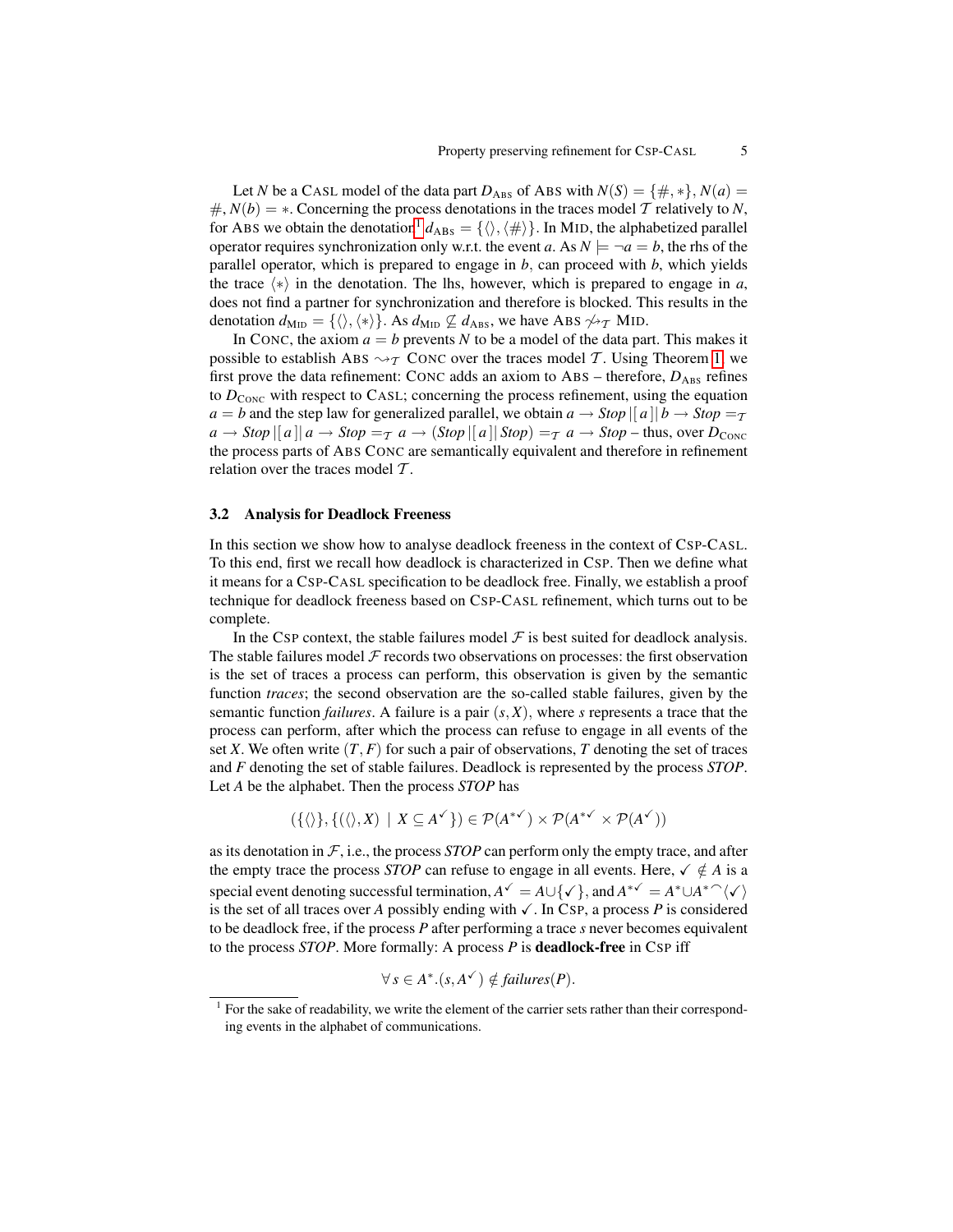Let $N$ be a CASL model of the data part $D_{\text{ABS}}$ of ABS with $N(S) = \{\#, *\}$, $N(a) = \#$, $N(b) = *$. Concerning the process denotations in the traces model $\mathcal{T}$ relatively to $N$, for ABS we obtain the denotation[1] $d_{\text{ABS}} = \{\langle\rangle, \langle\#\rangle\}$. In MID, the alphabetized parallel operator requires synchronization only w.r.t. the event $a$. As $N \models \neg a = b$, the rhs of the parallel operator, which is prepared to engage in $b$, can proceed with $b$, which yields the trace $\langle * \rangle$ in the denotation. The lhs, however, which is prepared to engage in $a$, does not find a partner for synchronization and therefore is blocked. This results in the denotation $d_{\text{MID}} = \{\langle\rangle, \langle * \rangle\}$. As $d_{\text{MID}} \not\subseteq d_{\text{ABS}}$, we have ABS $\not\rightsquigarrow_{\mathcal{T}}$ MID.

In CONC, the axiom $a = b$ prevents $N$ to be a model of the data part. This makes it possible to establish ABS $\rightsquigarrow_{\mathcal{T}}$ CONC over the traces model $\mathcal{T}$. Using Theorem 1, we first prove the data refinement: CONC adds an axiom to ABS – therefore, $D_{\text{ABS}}$ refines to $D_{\text{CONC}}$ with respect to CASL; concerning the process refinement, using the equation $a = b$ and the step law for generalized parallel, we obtain $a \rightarrow Stop \,|[\, a \,]|\, b \rightarrow Stop =_{\mathcal{T}} a \rightarrow Stop \,|[\, a \,]|\, a \rightarrow Stop =_{\mathcal{T}} a \rightarrow (Stop \,|[\, a \,]|\, Stop) =_{\mathcal{T}} a \rightarrow Stop$ – thus, over $D_{\text{CONC}}$ the process parts of ABS CONC are semantically equivalent and therefore in refinement relation over the traces model $\mathcal{T}$.

### 3.2 Analysis for Deadlock Freeness

In this section we show how to analyse deadlock freeness in the context of CSP-CASL. To this end, first we recall how deadlock is characterized in CSP. Then we define what it means for a CSP-CASL specification to be deadlock free. Finally, we establish a proof technique for deadlock freeness based on CSP-CASL refinement, which turns out to be complete.

In the CSP context, the stable failures model $\mathcal{F}$ is best suited for deadlock analysis. The stable failures model $\mathcal{F}$ records two observations on processes: the first observation is the set of traces a process can perform, this observation is given by the semantic function *traces*; the second observation are the so-called stable failures, given by the semantic function *failures*. A failure is a pair $(s, X)$, where $s$ represents a trace that the process can perform, after which the process can refuse to engage in all events of the set $X$. We often write $(T, F)$ for such a pair of observations, $T$ denoting the set of traces and $F$ denoting the set of stable failures. Deadlock is represented by the process *STOP*. Let $A$ be the alphabet. Then the process *STOP* has

$$(\{\langle\rangle\}, \{(\langle\rangle, X) \mid X \subseteq A^{\checkmark}\}) \in \mathcal{P}(A^{*\checkmark}) \times \mathcal{P}(A^{*\checkmark} \times \mathcal{P}(A^{\checkmark}))$$

as its denotation in $\mathcal{F}$, i.e., the process *STOP* can perform only the empty trace, and after the empty trace the process *STOP* can refuse to engage in all events. Here, $\checkmark \notin A$ is a special event denoting successful termination, $A^{\checkmark} = A \cup \{\checkmark\}$, and $A^{*\checkmark} = A^* \cup A^{*\frown}\langle\checkmark\rangle$ is the set of all traces over $A$ possibly ending with $\checkmark$. In CSP, a process $P$ is considered to be deadlock free, if the process $P$ after performing a trace $s$ never becomes equivalent to the process *STOP*. More formally: A process $P$ is **deadlock-free** in CSP iff

$$\forall\, s \in A^*. (s, A^{\checkmark}) \notin failures(P).$$

[1] For the sake of readability, we write the element of the carrier sets rather than their corresponding events in the alphabet of communications.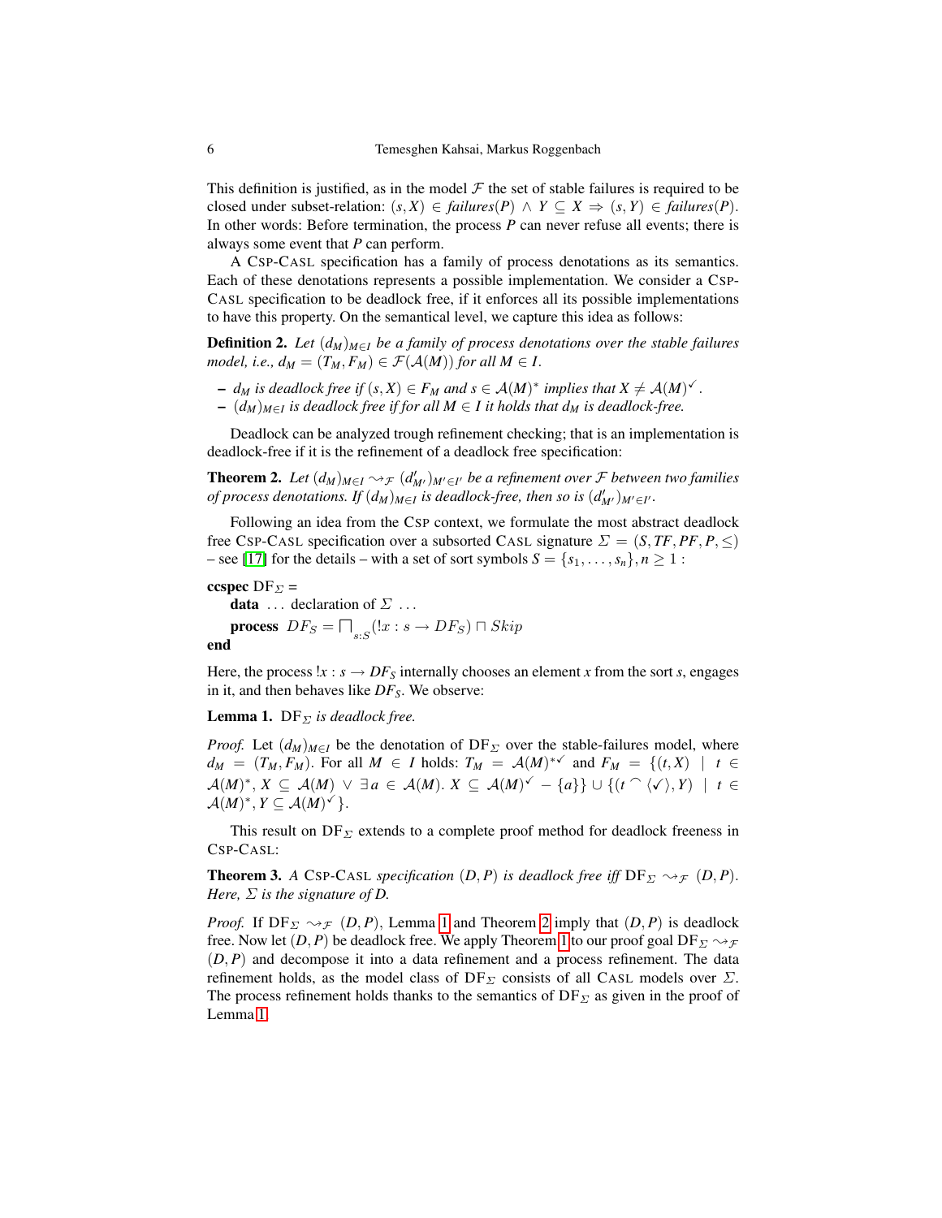This definition is justified, as in the model $\mathcal{F}$ the set of stable failures is required to be closed under subset-relation: $(s, X) \in \mathit{failures}(P) \wedge Y \subseteq X \Rightarrow (s, Y) \in \mathit{failures}(P)$. In other words: Before termination, the process $P$ can never refuse all events; there is always some event that $P$ can perform.

A CSP-CASL specification has a family of process denotations as its semantics. Each of these denotations represents a possible implementation. We consider a CSP-CASL specification to be deadlock free, if it enforces all its possible implementations to have this property. On the semantical level, we capture this idea as follows:

**Definition 2.** *Let $(d_M)_{M \in I}$ be a family of process denotations over the stable failures model, i.e., $d_M = (T_M, F_M) \in \mathcal{F}(\mathcal{A}(M))$ for all $M \in I$.*

- *$d_M$ is deadlock free if $(s, X) \in F_M$ and $s \in \mathcal{A}(M)^*$ implies that $X \neq \mathcal{A}(M)^{\checkmark}$.*
- *$(d_M)_{M \in I}$ is deadlock free if for all $M \in I$ it holds that $d_M$ is deadlock-free.*

Deadlock can be analyzed trough refinement checking; that is an implementation is deadlock-free if it is the refinement of a deadlock free specification:

**Theorem 2.** *Let $(d_M)_{M \in I} \rightsquigarrow_{\mathcal{F}} (d'_{M'})_{M' \in I'}$ be a refinement over $\mathcal{F}$ between two families of process denotations. If $(d_M)_{M \in I}$ is deadlock-free, then so is $(d'_{M'})_{M' \in I'}$.*

Following an idea from the CSP context, we formulate the most abstract deadlock free CSP-CASL specification over a subsorted CASL signature $\Sigma = (S, TF, PF, P, \leq)$ – see [17] for the details – with a set of sort symbols $S = \{s_1, \ldots, s_n\}, n \geq 1$ :

**ccspec** $\mathrm{DF}_\Sigma$ =
  **data** ... declaration of $\Sigma$ ...
  **process** $DF_S = \sqcap_{s:S} (!x : s \rightarrow DF_S) \sqcap Skip$
**end**

Here, the process $!x : s \rightarrow DF_S$ internally chooses an element $x$ from the sort $s$, engages in it, and then behaves like $DF_S$. We observe:

**Lemma 1.** *$\mathrm{DF}_\Sigma$ is deadlock free.*

*Proof.* Let $(d_M)_{M \in I}$ be the denotation of $\mathrm{DF}_\Sigma$ over the stable-failures model, where $d_M = (T_M, F_M)$. For all $M \in I$ holds: $T_M = \mathcal{A}(M)^{*\checkmark}$ and $F_M = \{(t, X) \mid t \in \mathcal{A}(M)^*, X \subseteq \mathcal{A}(M) \vee \exists a \in \mathcal{A}(M).\ X \subseteq \mathcal{A}(M)^{\checkmark} - \{a\}\} \cup \{(t \frown \langle \checkmark \rangle, Y) \mid t \in \mathcal{A}(M)^*, Y \subseteq \mathcal{A}(M)^{\checkmark}\}$.

This result on $\mathrm{DF}_\Sigma$ extends to a complete proof method for deadlock freeness in CSP-CASL:

**Theorem 3.** *A CSP-CASL specification $(D, P)$ is deadlock free iff $\mathrm{DF}_\Sigma \rightsquigarrow_{\mathcal{F}} (D, P)$. Here, $\Sigma$ is the signature of $D$.*

*Proof.* If $\mathrm{DF}_\Sigma \rightsquigarrow_{\mathcal{F}} (D, P)$, Lemma 1 and Theorem 2 imply that $(D, P)$ is deadlock free. Now let $(D, P)$ be deadlock free. We apply Theorem 1 to our proof goal $\mathrm{DF}_\Sigma \rightsquigarrow_{\mathcal{F}} (D, P)$ and decompose it into a data refinement and a process refinement. The data refinement holds, as the model class of $\mathrm{DF}_\Sigma$ consists of all CASL models over $\Sigma$. The process refinement holds thanks to the semantics of $\mathrm{DF}_\Sigma$ as given in the proof of Lemma 1.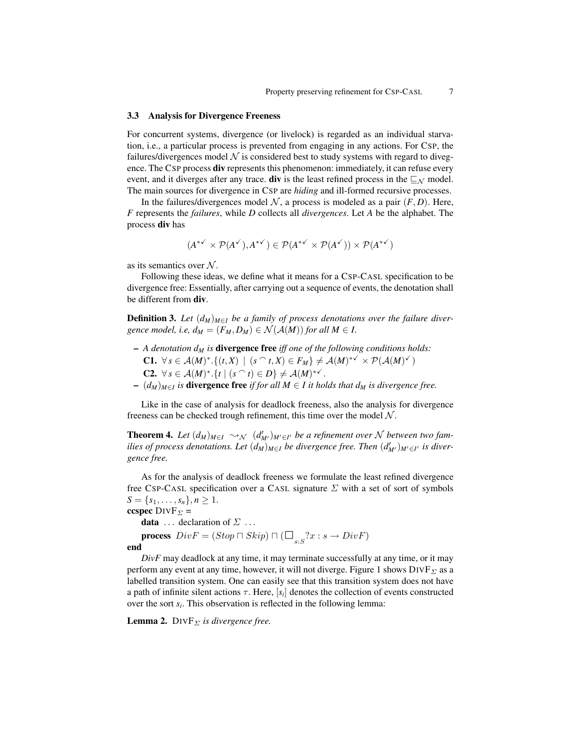### 3.3 Analysis for Divergence Freeness

For concurrent systems, divergence (or livelock) is regarded as an individual starvation, i.e., a particular process is prevented from engaging in any actions. For CSP, the failures/divergences model $\mathcal{N}$ is considered best to study systems with regard to divegence. The CSP process **div** represents this phenomenon: immediately, it can refuse every event, and it diverges after any trace. **div** is the least refined process in the $\sqsubseteq_{\mathcal{N}}$ model. The main sources for divergence in CSP are *hiding* and ill-formed recursive processes.

In the failures/divergences model $\mathcal{N}$, a process is modeled as a pair $(F, D)$. Here, $F$ represents the *failures*, while $D$ collects all *divergences*. Let $A$ be the alphabet. The process **div** has

$$(A^{*\checkmark} \times \mathcal{P}(A^{\checkmark}), A^{*\checkmark}) \in \mathcal{P}(A^{*\checkmark} \times \mathcal{P}(A^{\checkmark})) \times \mathcal{P}(A^{*\checkmark})$$

as its semantics over $\mathcal{N}$.

Following these ideas, we define what it means for a CSP-CASL specification to be divergence free: Essentially, after carrying out a sequence of events, the denotation shall be different from **div**.

**Definition 3.** *Let $(d_M)_{M \in I}$ be a family of process denotations over the failure divergence model, i.e, $d_M = (F_M, D_M) \in \mathcal{N}(\mathcal{A}(M))$ for all $M \in I$.*

- *A denotation $d_M$ is* **divergence free** *iff one of the following conditions holds:*
  **C1.** $\forall\, s \in \mathcal{A}(M)^*.\{(t, X) \mid (s \frown t, X) \in F_M\} \neq \mathcal{A}(M)^{*\checkmark} \times \mathcal{P}(\mathcal{A}(M)^{\checkmark})$
  **C2.** $\forall\, s \in \mathcal{A}(M)^*.\{t \mid (s \frown t) \in D\} \neq \mathcal{A}(M)^{*\checkmark}$.
- *$(d_M)_{M \in I}$ is* **divergence free** *if for all $M \in I$ it holds that $d_M$ is divergence free.*

Like in the case of analysis for deadlock freeness, also the analysis for divergence freeness can be checked trough refinement, this time over the model $\mathcal{N}$.

**Theorem 4.** *Let $(d_M)_{M \in I} \rightsquigarrow_{\mathcal{N}} (d'_{M'})_{M' \in I'}$ be a refinement over $\mathcal{N}$ between two families of process denotations. Let $(d_M)_{M \in I}$ be divergence free. Then $(d'_{M'})_{M' \in I'}$ is divergence free.*

As for the analysis of deadlock freeness we formulate the least refined divergence free CSP-CASL specification over a CASL signature $\Sigma$ with a set of sort of symbols $S = \{s_1, \ldots, s_n\}, n \geq 1$.

**ccspec** DIVF$_\Sigma$ =
  **data** ... declaration of $\Sigma$ ...
  **process** $DivF = (Stop \sqcap Skip) \sqcap (\square_{s:S}\, ?x : s \rightarrow DivF)$
**end**

*DivF* may deadlock at any time, it may terminate successfully at any time, or it may perform any event at any time, however, it will not diverge. Figure 1 shows DIVF$_\Sigma$ as a labelled transition system. One can easily see that this transition system does not have a path of infinite silent actions $\tau$. Here, $[s_i]$ denotes the collection of events constructed over the sort $s_i$. This observation is reflected in the following lemma:

**Lemma 2.** DIVF$_\Sigma$ *is divergence free.*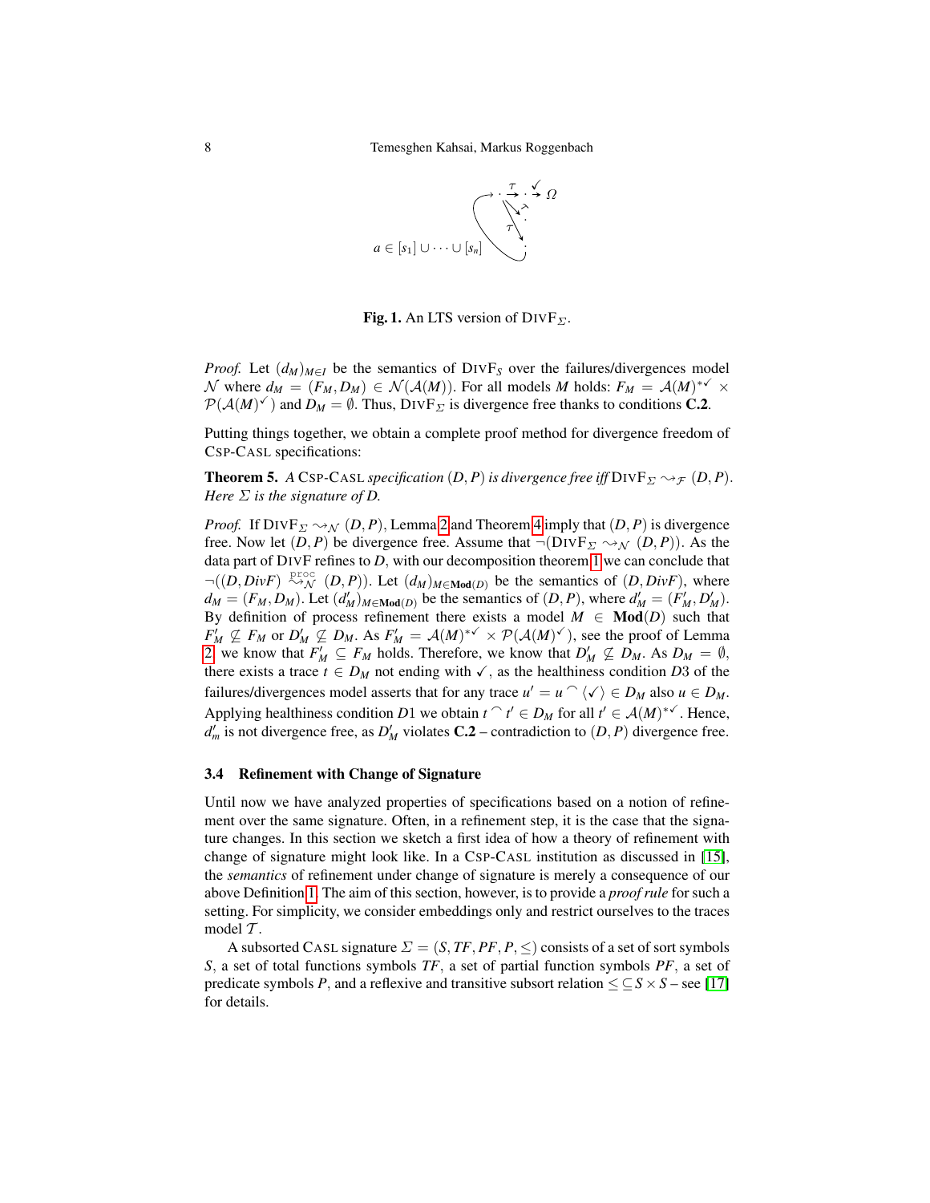**Fig. 1.** An LTS version of $\text{DIVF}_\Sigma$.

*Proof.* Let $(d_M)_{M \in I}$ be the semantics of $\text{DIVF}_S$ over the failures/divergences model $\mathcal{N}$ where $d_M = (F_M, D_M) \in \mathcal{N}(\mathcal{A}(M))$. For all models $M$ holds: $F_M = \mathcal{A}(M)^{*\checkmark} \times \mathcal{P}(\mathcal{A}(M)^{\checkmark})$ and $D_M = \emptyset$. Thus, $\text{DIVF}_\Sigma$ is divergence free thanks to conditions **C.2**.

Putting things together, we obtain a complete proof method for divergence freedom of CSP-CASL specifications:

**Theorem 5.** *A* CSP-CASL *specification* $(D, P)$ *is divergence free iff* $\text{DIVF}_\Sigma \rightsquigarrow_\mathcal{F} (D, P)$*. Here* $\Sigma$ *is the signature of* $D$*.*

*Proof.* If $\text{DIVF}_\Sigma \rightsquigarrow_\mathcal{N} (D, P)$, Lemma 2 and Theorem 4 imply that $(D, P)$ is divergence free. Now let $(D, P)$ be divergence free. Assume that $\neg(\text{DIVF}_\Sigma \rightsquigarrow_\mathcal{N} (D, P))$. As the data part of DIVF refines to $D$, with our decomposition theorem 1 we can conclude that $\neg((D, DivF) \overset{\text{proc}}{\rightsquigarrow}_\mathcal{N} (D, P))$. Let $(d_M)_{M \in \mathbf{Mod}(D)}$ be the semantics of $(D, DivF)$, where $d_M = (F_M, D_M)$. Let $(d'_M)_{M \in \mathbf{Mod}(D)}$ be the semantics of $(D, P)$, where $d'_M = (F'_M, D'_M)$. By definition of process refinement there exists a model $M \in \mathbf{Mod}(D)$ such that $F'_M \not\subseteq F_M$ or $D'_M \not\subseteq D_M$. As $F'_M = \mathcal{A}(M)^{*\checkmark} \times \mathcal{P}(\mathcal{A}(M)^{\checkmark})$, see the proof of Lemma 2, we know that $F'_M \subseteq F_M$ holds. Therefore, we know that $D'_M \not\subseteq D_M$. As $D_M = \emptyset$, there exists a trace $t \in D_M$ not ending with $\checkmark$, as the healthiness condition $D3$ of the failures/divergences model asserts that for any trace $u' = u \frown \langle \checkmark \rangle \in D_M$ also $u \in D_M$. Applying healthiness condition $D1$ we obtain $t \frown t' \in D_M$ for all $t' \in \mathcal{A}(M)^{*\checkmark}$. Hence, $d'_m$ is not divergence free, as $D'_M$ violates **C.2** – contradiction to $(D, P)$ divergence free.

### 3.4 Refinement with Change of Signature

Until now we have analyzed properties of specifications based on a notion of refinement over the same signature. Often, in a refinement step, it is the case that the signature changes. In this section we sketch a first idea of how a theory of refinement with change of signature might look like. In a CSP-CASL institution as discussed in [15], the *semantics* of refinement under change of signature is merely a consequence of our above Definition 1. The aim of this section, however, is to provide a *proof rule* for such a setting. For simplicity, we consider embeddings only and restrict ourselves to the traces model $\mathcal{T}$.

A subsorted CASL signature $\Sigma = (S, TF, PF, P, \leq)$ consists of a set of sort symbols $S$, a set of total functions symbols $TF$, a set of partial function symbols $PF$, a set of predicate symbols $P$, and a reflexive and transitive subsort relation $\leq \subseteq S \times S$ – see [17] for details.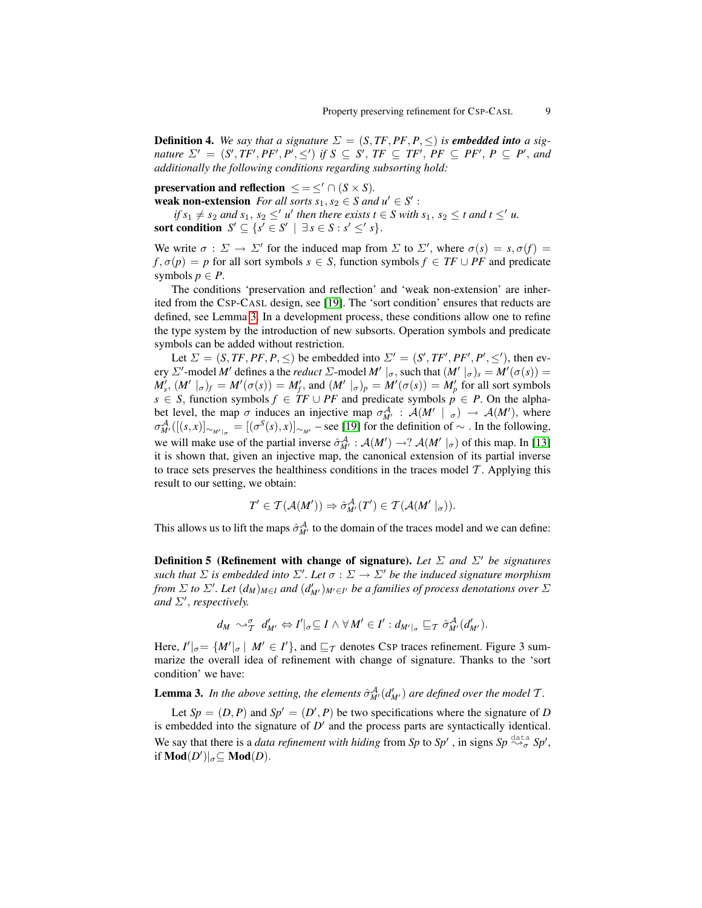**Definition 4.** *We say that a signature $\Sigma = (S, TF, PF, P, \leq)$ is **embedded into** a signature $\Sigma' = (S', TF', PF', P', \leq')$ if $S \subseteq S'$, $TF \subseteq TF'$, $PF \subseteq PF'$, $P \subseteq P'$, and additionally the following conditions regarding subsorting hold:*

**preservation and reflection** $\leq = \leq' \cap (S \times S)$.
**weak non-extension** *For all sorts $s_1, s_2 \in S$ and $u' \in S'$ :*
*if $s_1 \neq s_2$ and $s_1,\, s_2 \leq' u'$ then there exists $t \in S$ with $s_1,\, s_2 \leq t$ and $t \leq' u$.*
**sort condition** $S' \subseteq \{s' \in S' \mid \exists\, s \in S : s' \leq' s\}$.

We write $\sigma : \Sigma \to \Sigma'$ for the induced map from $\Sigma$ to $\Sigma'$, where $\sigma(s) = s, \sigma(f) = f, \sigma(p) = p$ for all sort symbols $s \in S$, function symbols $f \in TF \cup PF$ and predicate symbols $p \in P$.

The conditions 'preservation and reflection' and 'weak non-extension' are inherited from the CSP-CASL design, see [19]. The 'sort condition' ensures that reducts are defined, see Lemma 3. In a development process, these conditions allow one to refine the type system by the introduction of new subsorts. Operation symbols and predicate symbols can be added without restriction.

Let $\Sigma = (S, TF, PF, P, \leq)$ be embedded into $\Sigma' = (S', TF', PF', P', \leq')$, then every $\Sigma'$-model $M'$ defines a the *reduct* $\Sigma$-model $M' \mid_\sigma$, such that $(M' \mid_\sigma)_s = M'(\sigma(s)) = M'_s$, $(M' \mid_\sigma)_f = M'(\sigma(s)) = M'_f$, and $(M' \mid_\sigma)_p = M'(\sigma(s)) = M'_p$ for all sort symbols $s \in S$, function symbols $f \in TF \cup PF$ and predicate symbols $p \in P$. On the alphabet level, the map $\sigma$ induces an injective map $\sigma^{\mathcal{A}}_{M'} : \mathcal{A}(M' \mid_\sigma) \to \mathcal{A}(M')$, where $\sigma^{\mathcal{A}}_{M'}([(s,x)]_{\sim_{M'|_\sigma}} = [(\sigma^S(s), x)]_{\sim_{M'}}$ – see [19] for the definition of $\sim$ . In the following, we will make use of the partial inverse $\hat{\sigma}^{\mathcal{A}}_{M'} : \mathcal{A}(M') \to ?\, \mathcal{A}(M' \mid_\sigma)$ of this map. In [13] it is shown that, given an injective map, the canonical extension of its partial inverse to trace sets preserves the healthiness conditions in the traces model $\mathcal{T}$. Applying this result to our setting, we obtain:

$$T' \in \mathcal{T}(\mathcal{A}(M')) \Rightarrow \hat{\sigma}^{\mathcal{A}}_{M'}(T') \in \mathcal{T}(\mathcal{A}(M' \mid_\sigma)).$$

This allows us to lift the maps $\hat{\sigma}^{\mathcal{A}}_{M'}$ to the domain of the traces model and we can define:

**Definition 5 (Refinement with change of signature).** *Let $\Sigma$ and $\Sigma'$ be signatures such that $\Sigma$ is embedded into $\Sigma'$. Let $\sigma : \Sigma \to \Sigma'$ be the induced signature morphism from $\Sigma$ to $\Sigma'$. Let $(d_M)_{M \in I}$ and $(d'_{M'})_{M' \in I'}$ be a families of process denotations over $\Sigma$ and $\Sigma'$, respectively.*

$$d_M \rightsquigarrow^{\sigma}_{\mathcal{T}} d'_{M'} \Leftrightarrow I'|_\sigma \subseteq I \wedge \forall\, M' \in I' : d_{M'|_\sigma} \sqsubseteq_{\mathcal{T}} \hat{\sigma}^{\mathcal{A}}_{M'}(d'_{M'}).$$

Here, $I'|_\sigma = \{M'|_\sigma \mid M' \in I'\}$, and $\sqsubseteq_{\mathcal{T}}$ denotes CSP traces refinement. Figure 3 summarize the overall idea of refinement with change of signature. Thanks to the 'sort condition' we have:

**Lemma 3.** *In the above setting, the elements $\hat{\sigma}^{\mathcal{A}}_{M'}(d'_{M'})$ are defined over the model $\mathcal{T}$.*

Let $Sp = (D, P)$ and $Sp' = (D', P)$ be two specifications where the signature of $D$ is embedded into the signature of $D'$ and the process parts are syntactically identical. We say that there is a *data refinement with hiding* from $Sp$ to $Sp'$ , in signs $Sp \overset{\texttt{data}}{\rightsquigarrow}_{\sigma} Sp'$, if $\mathbf{Mod}(D')|_\sigma \subseteq \mathbf{Mod}(D)$.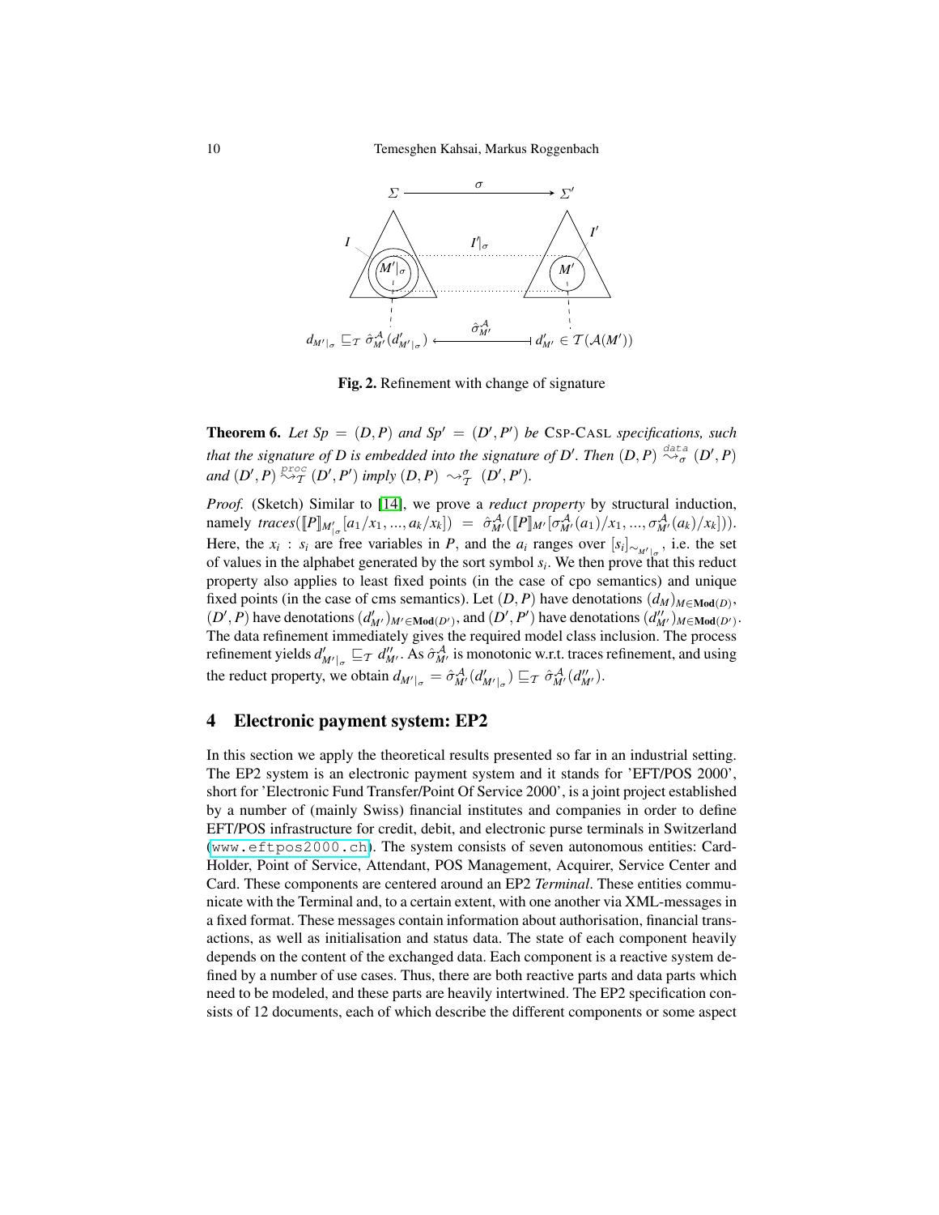Fig. 2. Refinement with change of signature

**Theorem 6.** *Let $Sp = (D, P)$ and $Sp' = (D', P')$ be* CSP-CASL *specifications, such that the signature of $D$ is embedded into the signature of $D'$. Then $(D, P) \overset{data}{\rightsquigarrow_{\sigma}} (D', P)$ and $(D', P) \overset{proc}{\rightsquigarrow_{\mathcal{T}}} (D', P')$ imply $(D, P) \rightsquigarrow^{\sigma}_{\mathcal{T}} (D', P')$.*

*Proof.* (Sketch) Similar to [14], we prove a *reduct property* by structural induction, namely $traces([\![P]\!]_{M'|_\sigma}[a_1/x_1, ..., a_k/x_k]) = \hat{\sigma}^{\mathcal{A}}_{M'}([\![P]\!]_{M'}[\sigma^{\mathcal{A}}_{M'}(a_1)/x_1, ..., \sigma^{\mathcal{A}}_{M'}(a_k)/x_k]))$. Here, the $x_i : s_i$ are free variables in $P$, and the $a_i$ ranges over $[s_i]_{\sim_{M'|_\sigma}}$, i.e. the set of values in the alphabet generated by the sort symbol $s_i$. We then prove that this reduct property also applies to least fixed points (in the case of cpo semantics) and unique fixed points (in the case of cms semantics). Let $(D, P)$ have denotations $(d_M)_{M \in \mathbf{Mod}(D)}$, $(D', P)$ have denotations $(d'_{M'})_{M' \in \mathbf{Mod}(D')}$, and $(D', P')$ have denotations $(d''_{M'})_{M' \in \mathbf{Mod}(D')}$. The data refinement immediately gives the required model class inclusion. The process refinement yields $d'_{M'|_\sigma} \sqsubseteq_{\mathcal{T}} d''_{M'}$. As $\hat{\sigma}^{\mathcal{A}}_{M'}$ is monotonic w.r.t. traces refinement, and using the reduct property, we obtain $d_{M'|_\sigma} = \hat{\sigma}^{\mathcal{A}}_{M'}(d'_{M'|_\sigma}) \sqsubseteq_{\mathcal{T}} \hat{\sigma}^{\mathcal{A}}_{M'}(d''_{M'})$.

## 4 Electronic payment system: EP2

In this section we apply the theoretical results presented so far in an industrial setting. The EP2 system is an electronic payment system and it stands for 'EFT/POS 2000', short for 'Electronic Fund Transfer/Point Of Service 2000', is a joint project established by a number of (mainly Swiss) financial institutes and companies in order to define EFT/POS infrastructure for credit, debit, and electronic purse terminals in Switzerland (www.eftpos2000.ch). The system consists of seven autonomous entities: CardHolder, Point of Service, Attendant, POS Management, Acquirer, Service Center and Card. These components are centered around an EP2 *Terminal*. These entities communicate with the Terminal and, to a certain extent, with one another via XML-messages in a fixed format. These messages contain information about authorisation, financial transactions, as well as initialisation and status data. The state of each component heavily depends on the content of the exchanged data. Each component is a reactive system defined by a number of use cases. Thus, there are both reactive parts and data parts which need to be modeled, and these parts are heavily intertwined. The EP2 specification consists of 12 documents, each of which describe the different components or some aspect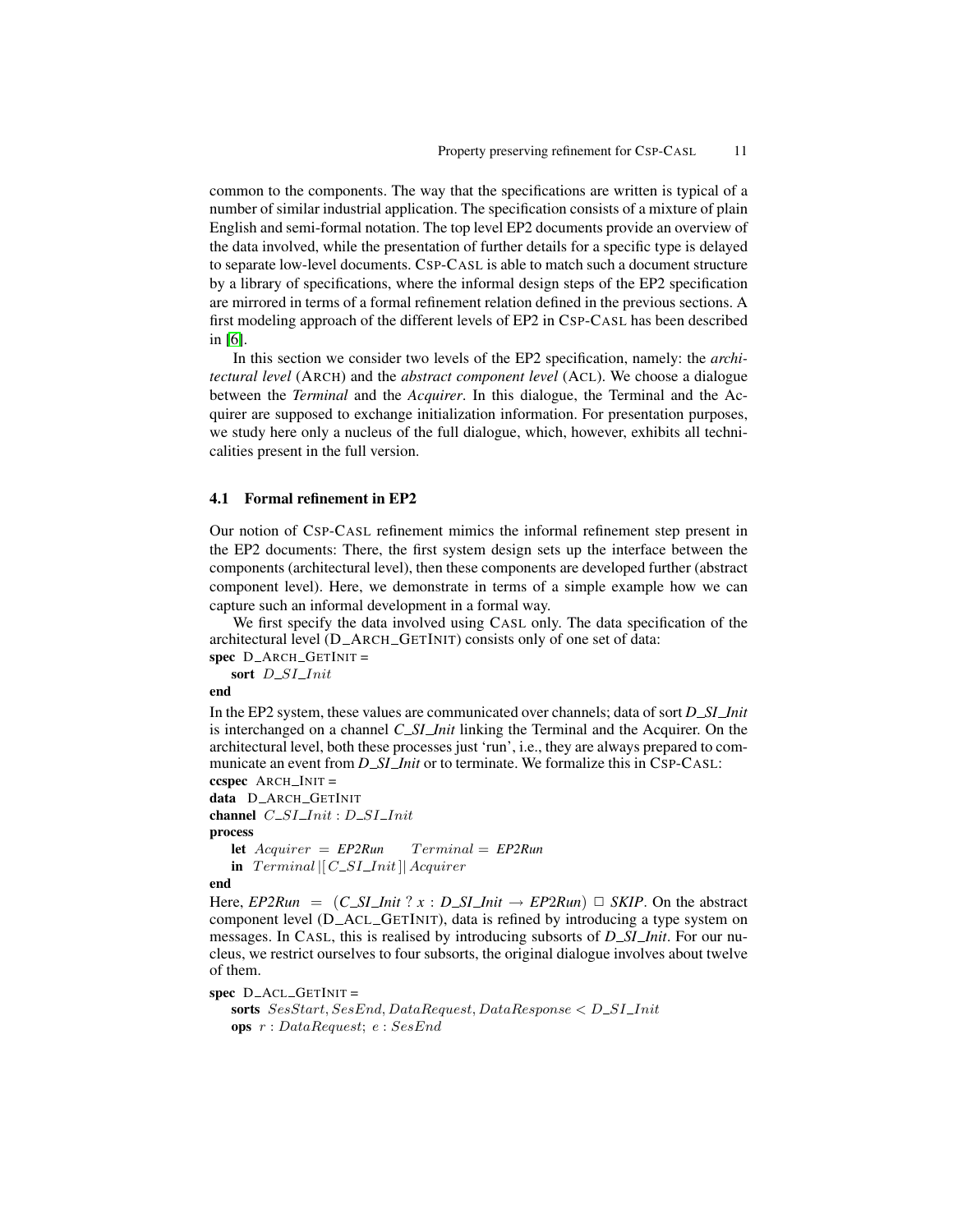common to the components. The way that the specifications are written is typical of a number of similar industrial application. The specification consists of a mixture of plain English and semi-formal notation. The top level EP2 documents provide an overview of the data involved, while the presentation of further details for a specific type is delayed to separate low-level documents. CSP-CASL is able to match such a document structure by a library of specifications, where the informal design steps of the EP2 specification are mirrored in terms of a formal refinement relation defined in the previous sections. A first modeling approach of the different levels of EP2 in CSP-CASL has been described in [6].

In this section we consider two levels of the EP2 specification, namely: the *architectural level* (ARCH) and the *abstract component level* (ACL). We choose a dialogue between the *Terminal* and the *Acquirer*. In this dialogue, the Terminal and the Acquirer are supposed to exchange initialization information. For presentation purposes, we study here only a nucleus of the full dialogue, which, however, exhibits all technicalities present in the full version.

### 4.1 Formal refinement in EP2

Our notion of CSP-CASL refinement mimics the informal refinement step present in the EP2 documents: There, the first system design sets up the interface between the components (architectural level), then these components are developed further (abstract component level). Here, we demonstrate in terms of a simple example how we can capture such an informal development in a formal way.

We first specify the data involved using CASL only. The data specification of the architectural level (D_ARCH_GETINIT) consists only of one set of data:

**spec** D_ARCH_GETINIT =
 **sort** $D\_SI\_Init$
**end**

In the EP2 system, these values are communicated over channels; data of sort *D_SI_Init* is interchanged on a channel *C_SI_Init* linking the Terminal and the Acquirer. On the architectural level, both these processes just 'run', i.e., they are always prepared to communicate an event from *D_SI_Init* or to terminate. We formalize this in CSP-CASL:

**ccspec** ARCH_INIT =
**data** D_ARCH_GETINIT
**channel** $C\_SI\_Init : D\_SI\_Init$
**process**
 **let** $Acquirer = \textit{EP2Run} \quad Terminal = \textit{EP2Run}$
 **in** $Terminal \,|[\, C\_SI\_Init \,]|\, Acquirer$
**end**

Here, $\textit{EP2Run} = (\textit{C\_SI\_Init} \; ? \; x : \textit{D\_SI\_Init} \rightarrow \textit{EP2Run}) \; \Box \; \textit{SKIP}$. On the abstract component level (D_ACL_GETINIT), data is refined by introducing a type system on messages. In CASL, this is realised by introducing subsorts of *D_SI_Init*. For our nucleus, we restrict ourselves to four subsorts, the original dialogue involves about twelve of them.

**spec** D_ACL_GETINIT =
 **sorts** $SesStart, SesEnd, DataRequest, DataResponse < D\_SI\_Init$
 **ops** $r : DataRequest;\; e : SesEnd$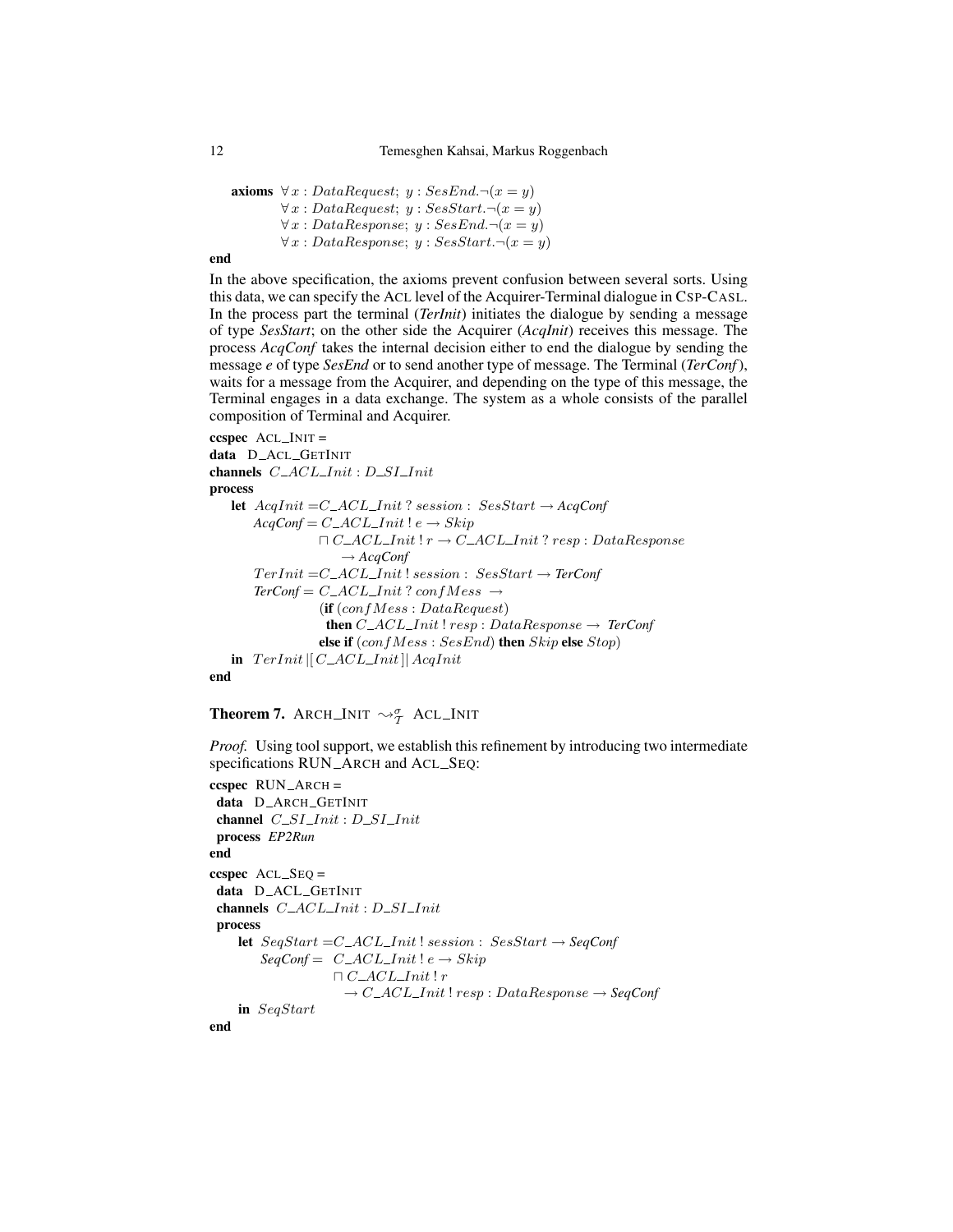**axioms** $\forall x : DataRequest;\ y : SesEnd.\neg(x = y)$
$\forall x : DataRequest;\ y : SesStart.\neg(x = y)$
$\forall x : DataResponse;\ y : SesEnd.\neg(x = y)$
$\forall x : DataResponse;\ y : SesStart.\neg(x = y)$
**end**

In the above specification, the axioms prevent confusion between several sorts. Using this data, we can specify the ACL level of the Acquirer-Terminal dialogue in CSP-CASL. In the process part the terminal (***TerInit***) initiates the dialogue by sending a message of type ***SesStart***; on the other side the Acquirer (***AcqInit***) receives this message. The process ***AcqConf*** takes the internal decision either to end the dialogue by sending the message ***e*** of type ***SesEnd*** or to send another type of message. The Terminal (***TerConf***), waits for a message from the Acquirer, and depending on the type of this message, the Terminal engages in a data exchange. The system as a whole consists of the parallel composition of Terminal and Acquirer.

**ccspec** ACL_INIT =
**data** D_ACL_GETINIT
**channels** $C\_ACL\_Init : D\_SI\_Init$
**process**
**let** $AcqInit = C\_ACL\_Init\ ?\ session : SesStart \rightarrow \textit{AcqConf}$
$\textit{AcqConf} = C\_ACL\_Init\ !\ e \rightarrow Skip$
$\sqcap\ C\_ACL\_Init\ !\ r \rightarrow C\_ACL\_Init\ ?\ resp : DataResponse$
$\rightarrow \textit{AcqConf}$
$TerInit = C\_ACL\_Init\ !\ session : SesStart \rightarrow \textit{TerConf}$
$\textit{TerConf} = C\_ACL\_Init\ ?\ confMess\ \rightarrow$
(**if** $(confMess : DataRequest)$
**then** $C\_ACL\_Init\ !\ resp : DataResponse \rightarrow\ \textit{TerConf}$
**else if** $(confMess : SesEnd)$ **then** $Skip$ **else** $Stop$)
**in** $TerInit\ |[\ C\_ACL\_Init\ ]|\ AcqInit$
**end**

**Theorem 7.** ARCH_INIT $\rightsquigarrow^{\sigma}_{\mathcal{T}}$ ACL_INIT

*Proof.* Using tool support, we establish this refinement by introducing two intermediate specifications RUN_ARCH and ACL_SEQ:

**ccspec** RUN_ARCH =
**data** D_ARCH_GETINIT
**channel** $C\_SI\_Init : D\_SI\_Init$
**process** ***EP2Run***
**end**

**ccspec** ACL_SEQ =
**data** D_ACL_GETINIT
**channels** $C\_ACL\_Init : D\_SI\_Init$
**process**
**let** $SeqStart = C\_ACL\_Init\ !\ session : SesStart \rightarrow \textit{SeqConf}$
$\textit{SeqConf} =\ C\_ACL\_Init\ !\ e \rightarrow Skip$
$\sqcap\ C\_ACL\_Init\ !\ r$
$\rightarrow C\_ACL\_Init\ !\ resp : DataResponse \rightarrow \textit{SeqConf}$
**in** $SeqStart$
**end**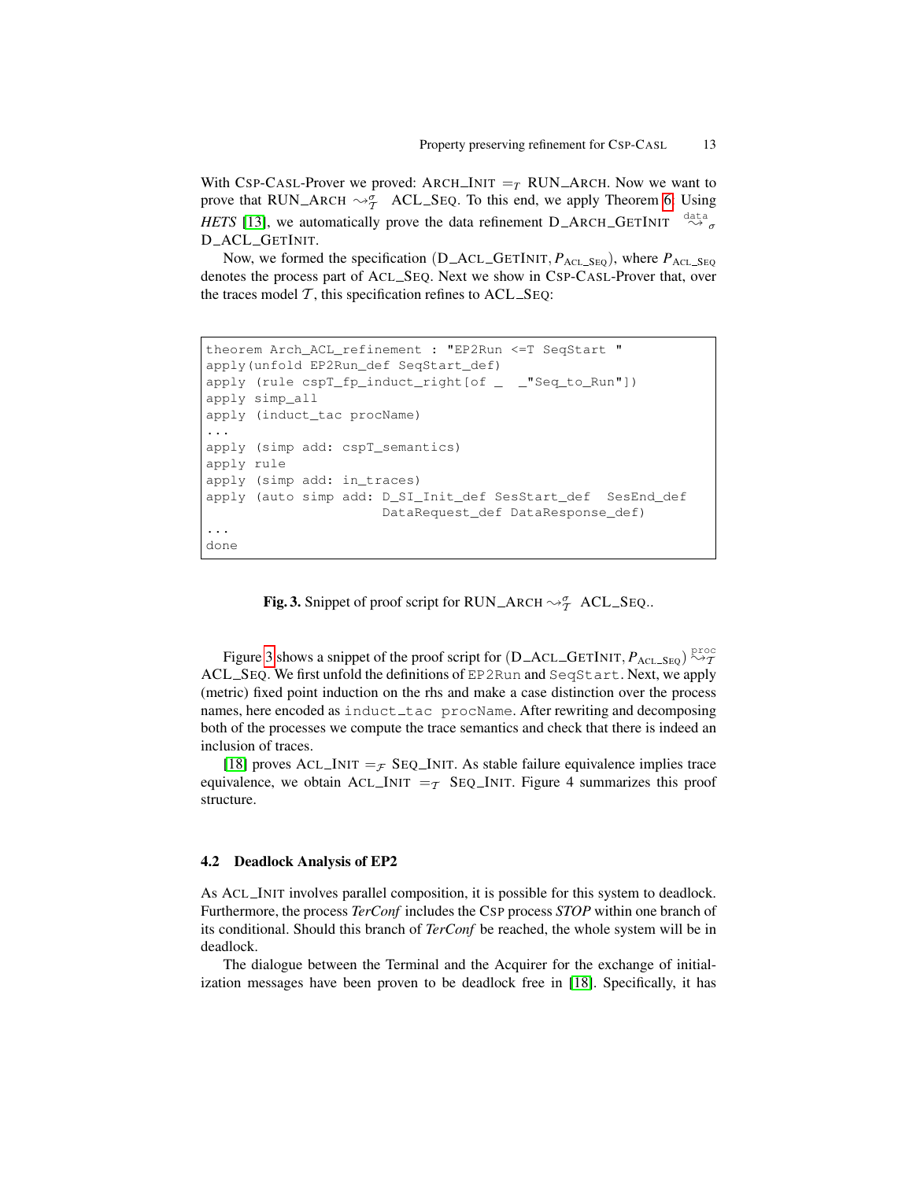With CSP-CASL-Prover we proved: ARCH_INIT $=_{\mathcal{T}}$ RUN_ARCH. Now we want to prove that RUN_ARCH $\rightsquigarrow^{\sigma}_{\mathcal{T}}$ ACL_SEQ. To this end, we apply Theorem 6. Using *HETS* [13], we automatically prove the data refinement D_ARCH_GETINIT $\overset{\text{data}}{\rightsquigarrow}_{\sigma}$ D_ACL_GETINIT.

Now, we formed the specification $(\text{D\_ACL\_GETINIT}, P_{\text{ACL\_SEQ}})$, where $P_{\text{ACL\_SEQ}}$ denotes the process part of ACL_SEQ. Next we show in CSP-CASL-Prover that, over the traces model $\mathcal{T}$, this specification refines to ACL_SEQ:

```
theorem Arch_ACL_refinement : "EP2Run <=T SeqStart "
apply(unfold EP2Run_def SeqStart_def)
apply (rule cspT_fp_induct_right[of _  _"Seq_to_Run"])
apply simp_all
apply (induct_tac procName)
...
apply (simp add: cspT_semantics)
apply rule
apply (simp add: in_traces)
apply (auto simp add: D_SI_Init_def SesStart_def  SesEnd_def
                      DataRequest_def DataResponse_def)
...
done
```

**Fig. 3.** Snippet of proof script for RUN_ARCH $\rightsquigarrow^{\sigma}_{\mathcal{T}}$ ACL_SEQ..

Figure 3 shows a snippet of the proof script for $(\text{D\_ACL\_GETINIT}, P_{\text{ACL\_SEQ}}) \overset{\text{proc}}{\rightsquigarrow}_{\mathcal{T}}$ ACL_SEQ. We first unfold the definitions of `EP2Run` and `SeqStart`. Next, we apply (metric) fixed point induction on the rhs and make a case distinction over the process names, here encoded as `induct_tac procName`. After rewriting and decomposing both of the processes we compute the trace semantics and check that there is indeed an inclusion of traces.

[18] proves ACL_INIT $=_{\mathcal{F}}$ SEQ_INIT. As stable failure equivalence implies trace equivalence, we obtain ACL_INIT $=_{\mathcal{T}}$ SEQ_INIT. Figure 4 summarizes this proof structure.

### 4.2 Deadlock Analysis of EP2

As ACL_INIT involves parallel composition, it is possible for this system to deadlock. Furthermore, the process *TerConf* includes the CSP process *STOP* within one branch of its conditional. Should this branch of *TerConf* be reached, the whole system will be in deadlock.

The dialogue between the Terminal and the Acquirer for the exchange of initialization messages have been proven to be deadlock free in [18]. Specifically, it has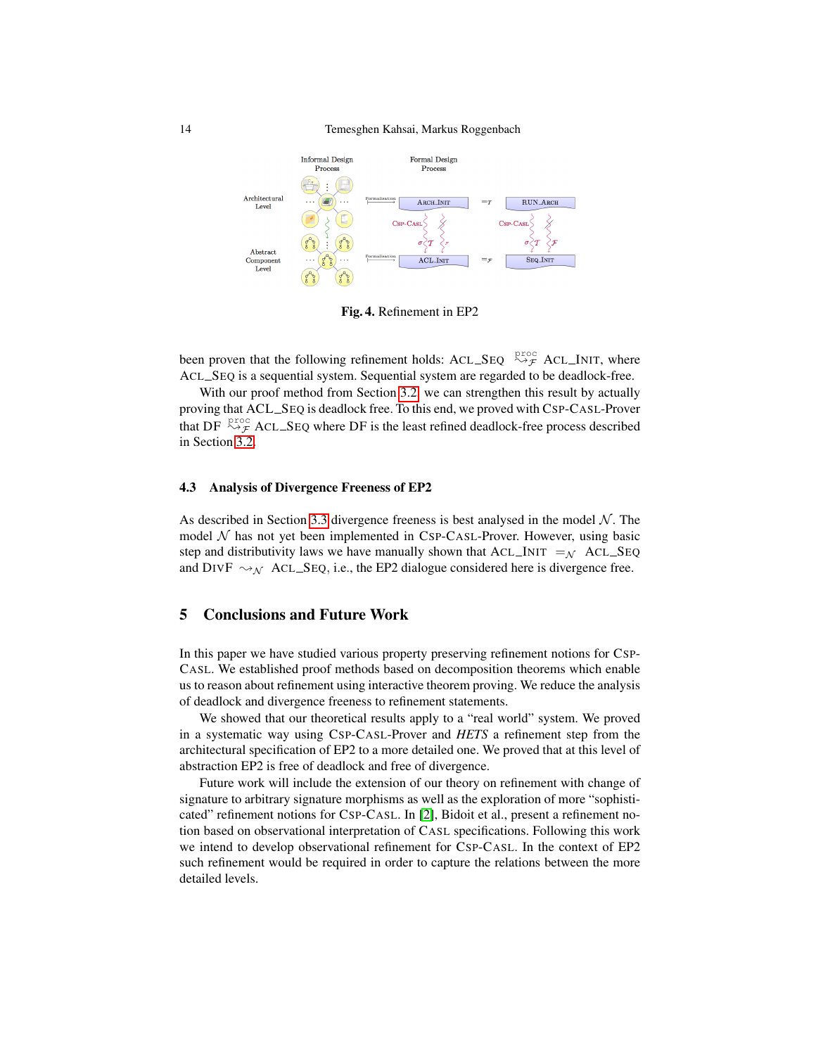Fig. 4. Refinement in EP2

been proven that the following refinement holds: ACL_SEQ $\overset{\text{proc}}{\rightsquigarrow}_{\mathcal{F}}$ ACL_INIT, where ACL_SEQ is a sequential system. Sequential system are regarded to be deadlock-free.

With our proof method from Section 3.2 we can strengthen this result by actually proving that ACL_SEQ is deadlock free. To this end, we proved with CSP-CASL-Prover that DF $\overset{\text{proc}}{\rightsquigarrow}_{\mathcal{F}}$ ACL_SEQ where DF is the least refined deadlock-free process described in Section 3.2.

### 4.3 Analysis of Divergence Freeness of EP2

As described in Section 3.3 divergence freeness is best analysed in the model $\mathcal{N}$. The model $\mathcal{N}$ has not yet been implemented in CSP-CASL-Prover. However, using basic step and distributivity laws we have manually shown that ACL_INIT $=_{\mathcal{N}}$ ACL_SEQ and DIVF $\rightsquigarrow_{\mathcal{N}}$ ACL_SEQ, i.e., the EP2 dialogue considered here is divergence free.

## 5 Conclusions and Future Work

In this paper we have studied various property preserving refinement notions for CSP-CASL. We established proof methods based on decomposition theorems which enable us to reason about refinement using interactive theorem proving. We reduce the analysis of deadlock and divergence freeness to refinement statements.

We showed that our theoretical results apply to a "real world" system. We proved in a systematic way using CSP-CASL-Prover and *HETS* a refinement step from the architectural specification of EP2 to a more detailed one. We proved that at this level of abstraction EP2 is free of deadlock and free of divergence.

Future work will include the extension of our theory on refinement with change of signature to arbitrary signature morphisms as well as the exploration of more "sophisticated" refinement notions for CSP-CASL. In [2], Bidoit et al., present a refinement notion based on observational interpretation of CASL specifications. Following this work we intend to develop observational refinement for CSP-CASL. In the context of EP2 such refinement would be required in order to capture the relations between the more detailed levels.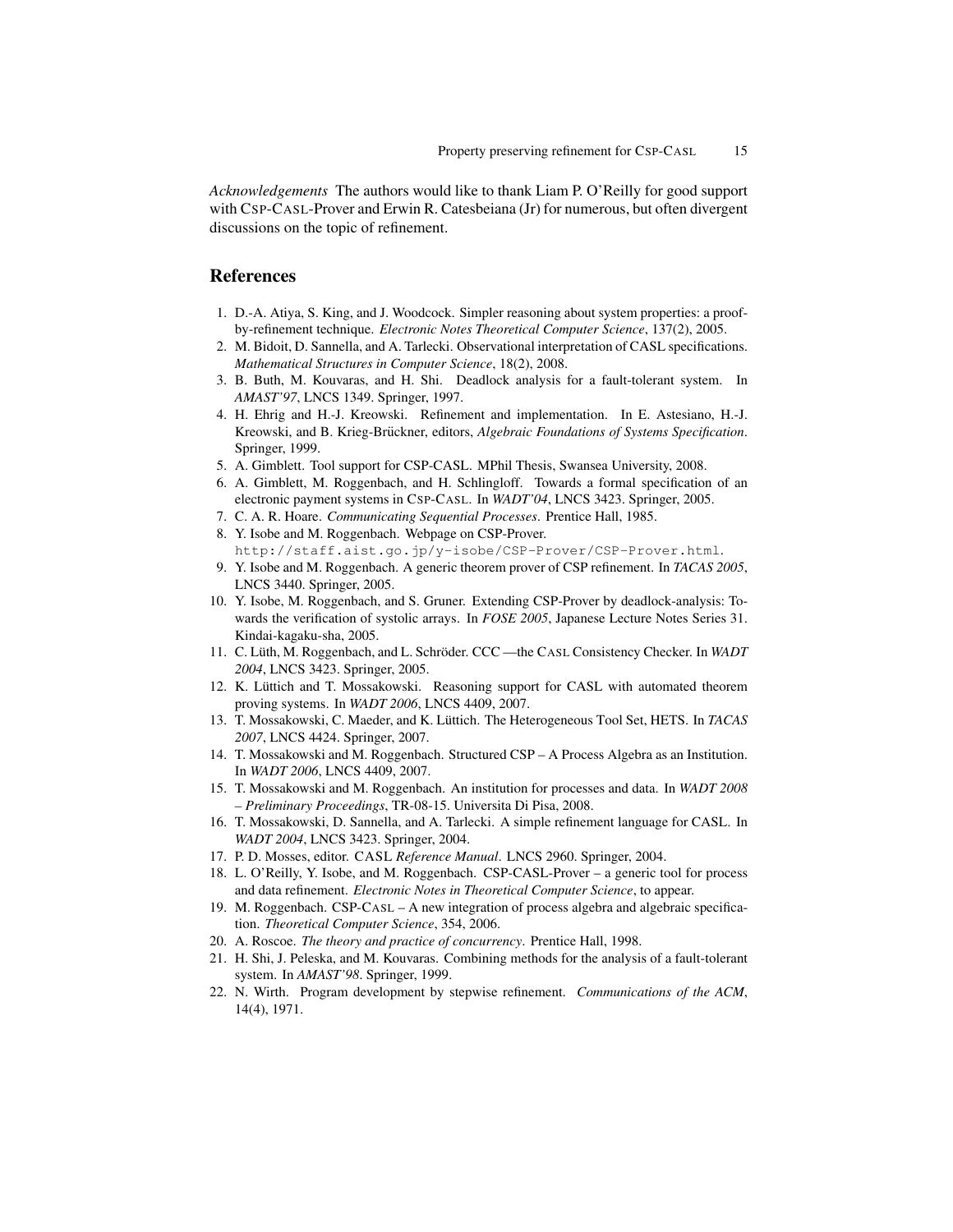*Acknowledgements* The authors would like to thank Liam P. O'Reilly for good support with CSP-CASL-Prover and Erwin R. Catesbeiana (Jr) for numerous, but often divergent discussions on the topic of refinement.

## References

1. D.-A. Atiya, S. King, and J. Woodcock. Simpler reasoning about system properties: a proof-by-refinement technique. *Electronic Notes Theoretical Computer Science*, 137(2), 2005.
2. M. Bidoit, D. Sannella, and A. Tarlecki. Observational interpretation of CASL specifications. *Mathematical Structures in Computer Science*, 18(2), 2008.
3. B. Buth, M. Kouvaras, and H. Shi. Deadlock analysis for a fault-tolerant system. In *AMAST'97*, LNCS 1349. Springer, 1997.
4. H. Ehrig and H.-J. Kreowski. Refinement and implementation. In E. Astesiano, H.-J. Kreowski, and B. Krieg-Brückner, editors, *Algebraic Foundations of Systems Specification*. Springer, 1999.
5. A. Gimblett. Tool support for CSP-CASL. MPhil Thesis, Swansea University, 2008.
6. A. Gimblett, M. Roggenbach, and H. Schlingloff. Towards a formal specification of an electronic payment systems in CSP-CASL. In *WADT'04*, LNCS 3423. Springer, 2005.
7. C. A. R. Hoare. *Communicating Sequential Processes*. Prentice Hall, 1985.
8. Y. Isobe and M. Roggenbach. Webpage on CSP-Prover. `http://staff.aist.go.jp/y-isobe/CSP-Prover/CSP-Prover.html`.
9. Y. Isobe and M. Roggenbach. A generic theorem prover of CSP refinement. In *TACAS 2005*, LNCS 3440. Springer, 2005.
10. Y. Isobe, M. Roggenbach, and S. Gruner. Extending CSP-Prover by deadlock-analysis: Towards the verification of systolic arrays. In *FOSE 2005*, Japanese Lecture Notes Series 31. Kindai-kagaku-sha, 2005.
11. C. Lüth, M. Roggenbach, and L. Schröder. CCC —the CASL Consistency Checker. In *WADT 2004*, LNCS 3423. Springer, 2005.
12. K. Lüttich and T. Mossakowski. Reasoning support for CASL with automated theorem proving systems. In *WADT 2006*, LNCS 4409, 2007.
13. T. Mossakowski, C. Maeder, and K. Lüttich. The Heterogeneous Tool Set, HETS. In *TACAS 2007*, LNCS 4424. Springer, 2007.
14. T. Mossakowski and M. Roggenbach. Structured CSP – A Process Algebra as an Institution. In *WADT 2006*, LNCS 4409, 2007.
15. T. Mossakowski and M. Roggenbach. An institution for processes and data. In *WADT 2008 – Preliminary Proceedings*, TR-08-15. Universita Di Pisa, 2008.
16. T. Mossakowski, D. Sannella, and A. Tarlecki. A simple refinement language for CASL. In *WADT 2004*, LNCS 3423. Springer, 2004.
17. P. D. Mosses, editor. CASL *Reference Manual*. LNCS 2960. Springer, 2004.
18. L. O'Reilly, Y. Isobe, and M. Roggenbach. CSP-CASL-Prover – a generic tool for process and data refinement. *Electronic Notes in Theoretical Computer Science*, to appear.
19. M. Roggenbach. CSP-CASL – A new integration of process algebra and algebraic specification. *Theoretical Computer Science*, 354, 2006.
20. A. Roscoe. *The theory and practice of concurrency*. Prentice Hall, 1998.
21. H. Shi, J. Peleska, and M. Kouvaras. Combining methods for the analysis of a fault-tolerant system. In *AMAST'98*. Springer, 1999.
22. N. Wirth. Program development by stepwise refinement. *Communications of the ACM*, 14(4), 1971.